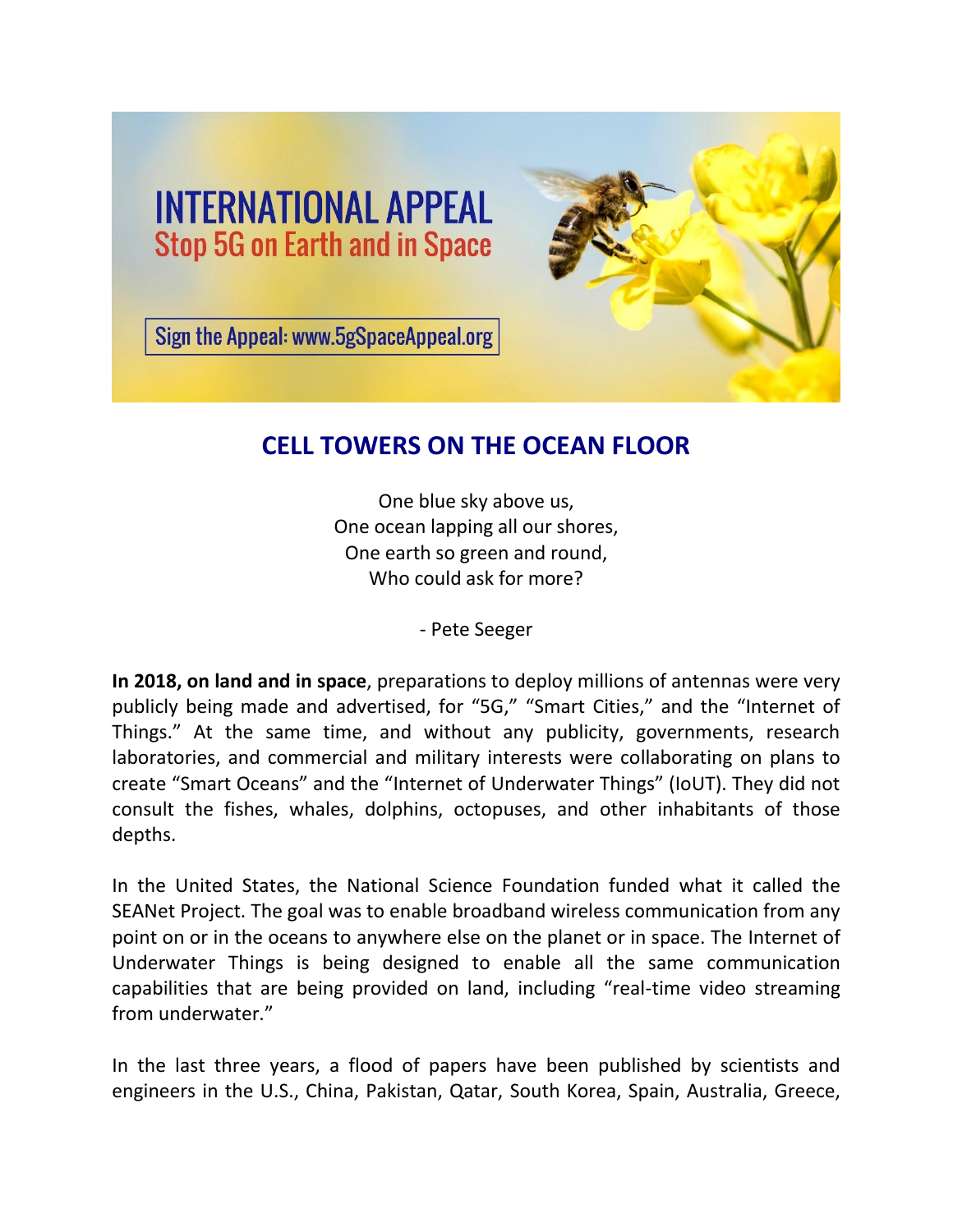# INTERNATIONAL APPEAL

## Stop 5G on Earth and in Space

Sign the Appeal: www.5gSpaceAppeal.org

## CELL TOWERS ON THE OCEAN FLOOR

One blue sky above us,
One ocean lapping all our shores,
One earth so green and round,
Who could ask for more?

- Pete Seeger

**In 2018, on land and in space**, preparations to deploy millions of antennas were very publicly being made and advertised, for "5G," "Smart Cities," and the "Internet of Things." At the same time, and without any publicity, governments, research laboratories, and commercial and military interests were collaborating on plans to create "Smart Oceans" and the "Internet of Underwater Things" (IoUT). They did not consult the fishes, whales, dolphins, octopuses, and other inhabitants of those depths.

In the United States, the National Science Foundation funded what it called the SEANet Project. The goal was to enable broadband wireless communication from any point on or in the oceans to anywhere else on the planet or in space. The Internet of Underwater Things is being designed to enable all the same communication capabilities that are being provided on land, including "real-time video streaming from underwater."

In the last three years, a flood of papers have been published by scientists and engineers in the U.S., China, Pakistan, Qatar, South Korea, Spain, Australia, Greece,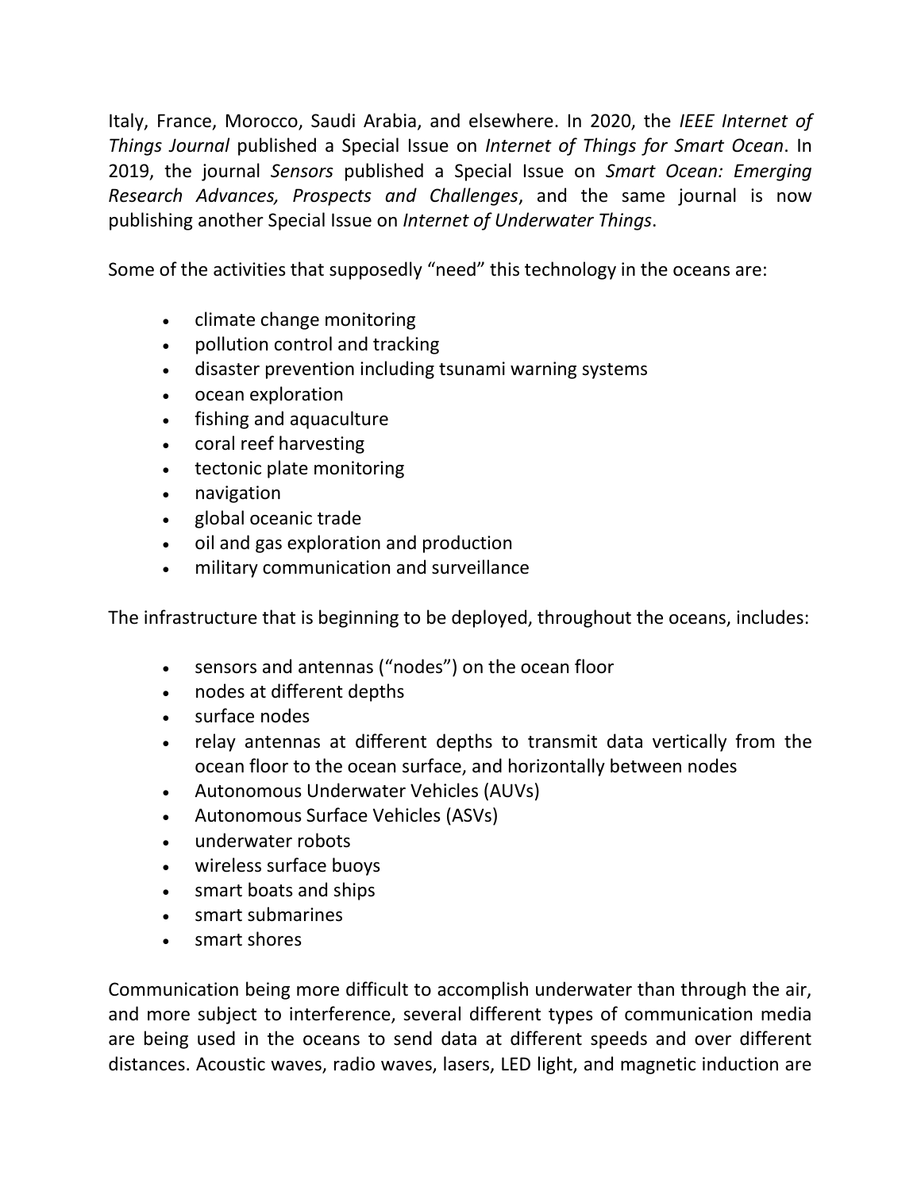Italy, France, Morocco, Saudi Arabia, and elsewhere. In 2020, the *IEEE Internet of Things Journal* published a Special Issue on *Internet of Things for Smart Ocean*. In 2019, the journal *Sensors* published a Special Issue on *Smart Ocean: Emerging Research Advances, Prospects and Challenges*, and the same journal is now publishing another Special Issue on *Internet of Underwater Things*.

Some of the activities that supposedly "need" this technology in the oceans are:

- climate change monitoring
- pollution control and tracking
- disaster prevention including tsunami warning systems
- ocean exploration
- fishing and aquaculture
- coral reef harvesting
- tectonic plate monitoring
- navigation
- global oceanic trade
- oil and gas exploration and production
- military communication and surveillance

The infrastructure that is beginning to be deployed, throughout the oceans, includes:

- sensors and antennas ("nodes") on the ocean floor
- nodes at different depths
- surface nodes
- relay antennas at different depths to transmit data vertically from the ocean floor to the ocean surface, and horizontally between nodes
- Autonomous Underwater Vehicles (AUVs)
- Autonomous Surface Vehicles (ASVs)
- underwater robots
- wireless surface buoys
- smart boats and ships
- smart submarines
- smart shores

Communication being more difficult to accomplish underwater than through the air, and more subject to interference, several different types of communication media are being used in the oceans to send data at different speeds and over different distances. Acoustic waves, radio waves, lasers, LED light, and magnetic induction are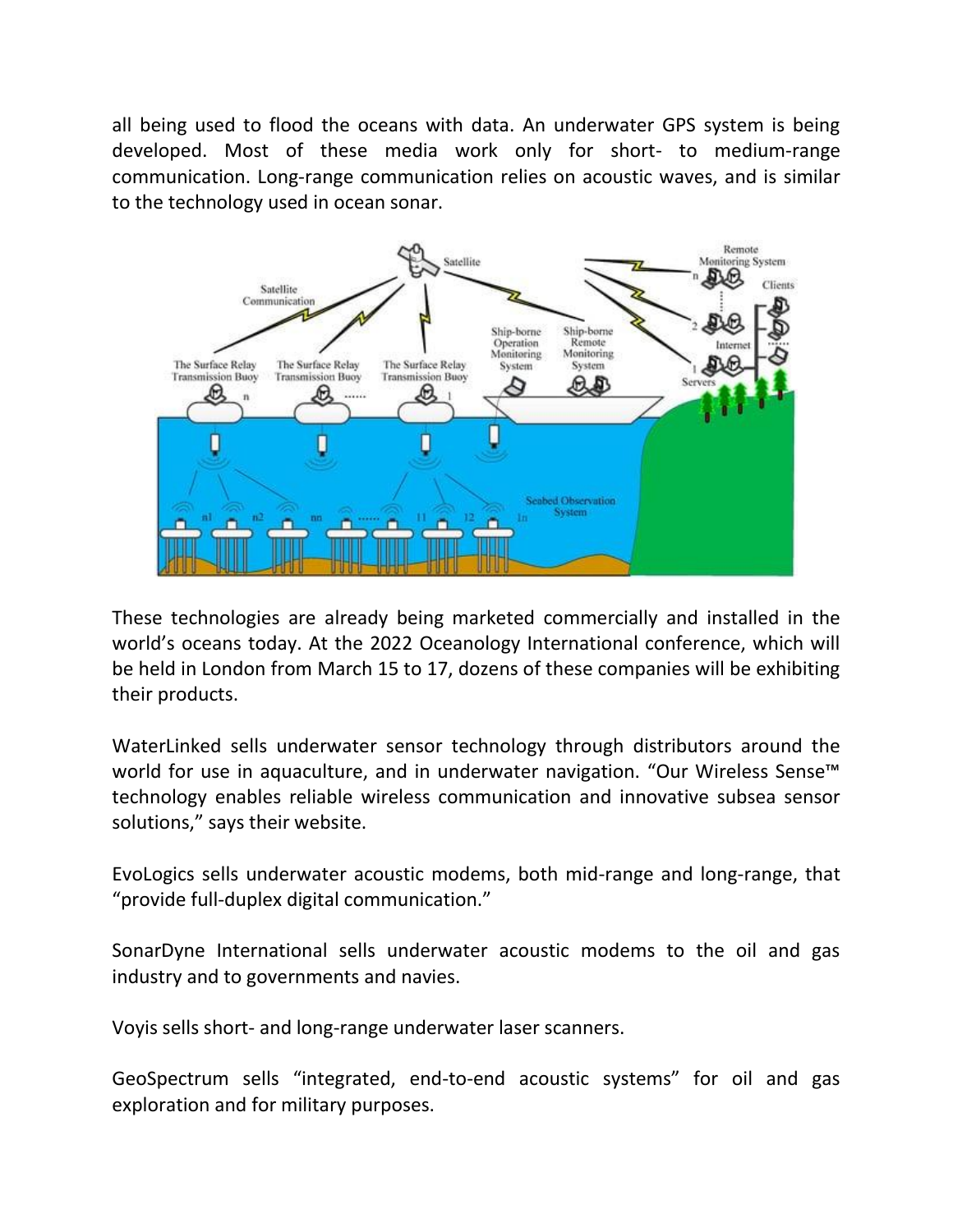all being used to flood the oceans with data. An underwater GPS system is being developed. Most of these media work only for short- to medium-range communication. Long-range communication relies on acoustic waves, and is similar to the technology used in ocean sonar.

These technologies are already being marketed commercially and installed in the world's oceans today. At the 2022 Oceanology International conference, which will be held in London from March 15 to 17, dozens of these companies will be exhibiting their products.

WaterLinked sells underwater sensor technology through distributors around the world for use in aquaculture, and in underwater navigation. "Our Wireless Sense™ technology enables reliable wireless communication and innovative subsea sensor solutions," says their website.

EvoLogics sells underwater acoustic modems, both mid-range and long-range, that "provide full-duplex digital communication."

SonarDyne International sells underwater acoustic modems to the oil and gas industry and to governments and navies.

Voyis sells short- and long-range underwater laser scanners.

GeoSpectrum sells "integrated, end-to-end acoustic systems" for oil and gas exploration and for military purposes.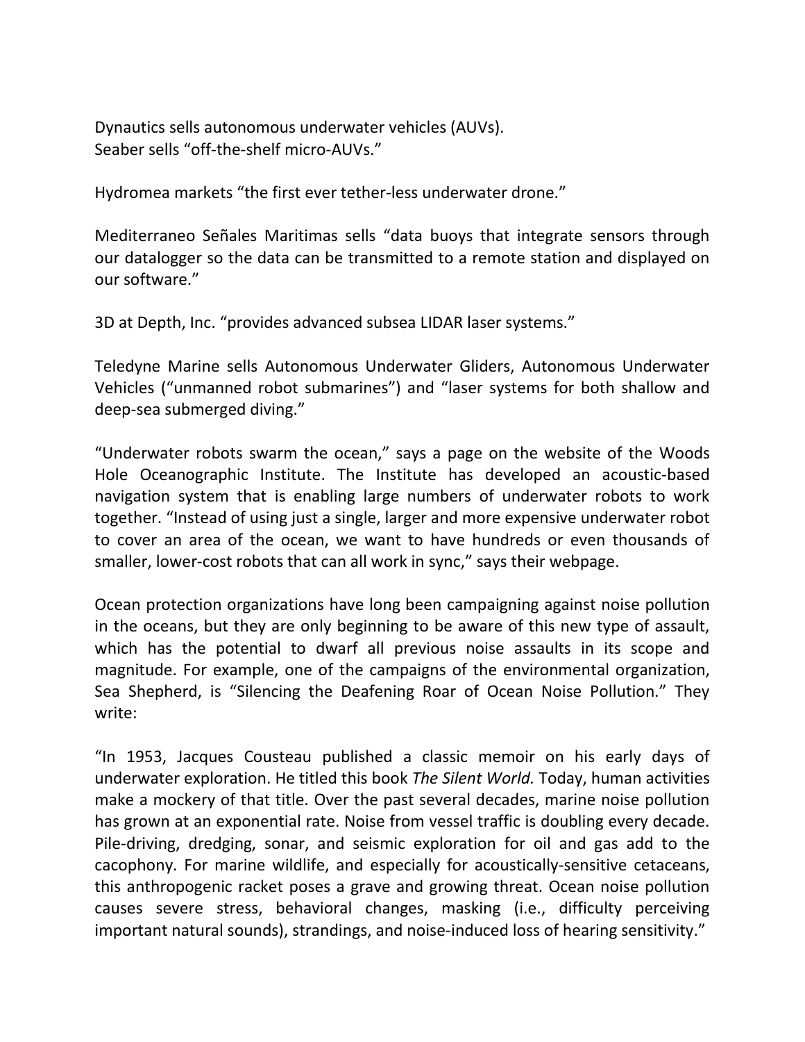Dynautics sells autonomous underwater vehicles (AUVs).
Seaber sells "off-the-shelf micro-AUVs."

Hydromea markets "the first ever tether-less underwater drone."

Mediterraneo Señales Maritimas sells "data buoys that integrate sensors through our datalogger so the data can be transmitted to a remote station and displayed on our software."

3D at Depth, Inc. "provides advanced subsea LIDAR laser systems."

Teledyne Marine sells Autonomous Underwater Gliders, Autonomous Underwater Vehicles ("unmanned robot submarines") and "laser systems for both shallow and deep-sea submerged diving."

"Underwater robots swarm the ocean," says a page on the website of the Woods Hole Oceanographic Institute. The Institute has developed an acoustic-based navigation system that is enabling large numbers of underwater robots to work together. "Instead of using just a single, larger and more expensive underwater robot to cover an area of the ocean, we want to have hundreds or even thousands of smaller, lower-cost robots that can all work in sync," says their webpage.

Ocean protection organizations have long been campaigning against noise pollution in the oceans, but they are only beginning to be aware of this new type of assault, which has the potential to dwarf all previous noise assaults in its scope and magnitude. For example, one of the campaigns of the environmental organization, Sea Shepherd, is "Silencing the Deafening Roar of Ocean Noise Pollution." They write:

"In 1953, Jacques Cousteau published a classic memoir on his early days of underwater exploration. He titled this book *The Silent World.* Today, human activities make a mockery of that title. Over the past several decades, marine noise pollution has grown at an exponential rate. Noise from vessel traffic is doubling every decade. Pile-driving, dredging, sonar, and seismic exploration for oil and gas add to the cacophony. For marine wildlife, and especially for acoustically-sensitive cetaceans, this anthropogenic racket poses a grave and growing threat. Ocean noise pollution causes severe stress, behavioral changes, masking (i.e., difficulty perceiving important natural sounds), strandings, and noise-induced loss of hearing sensitivity."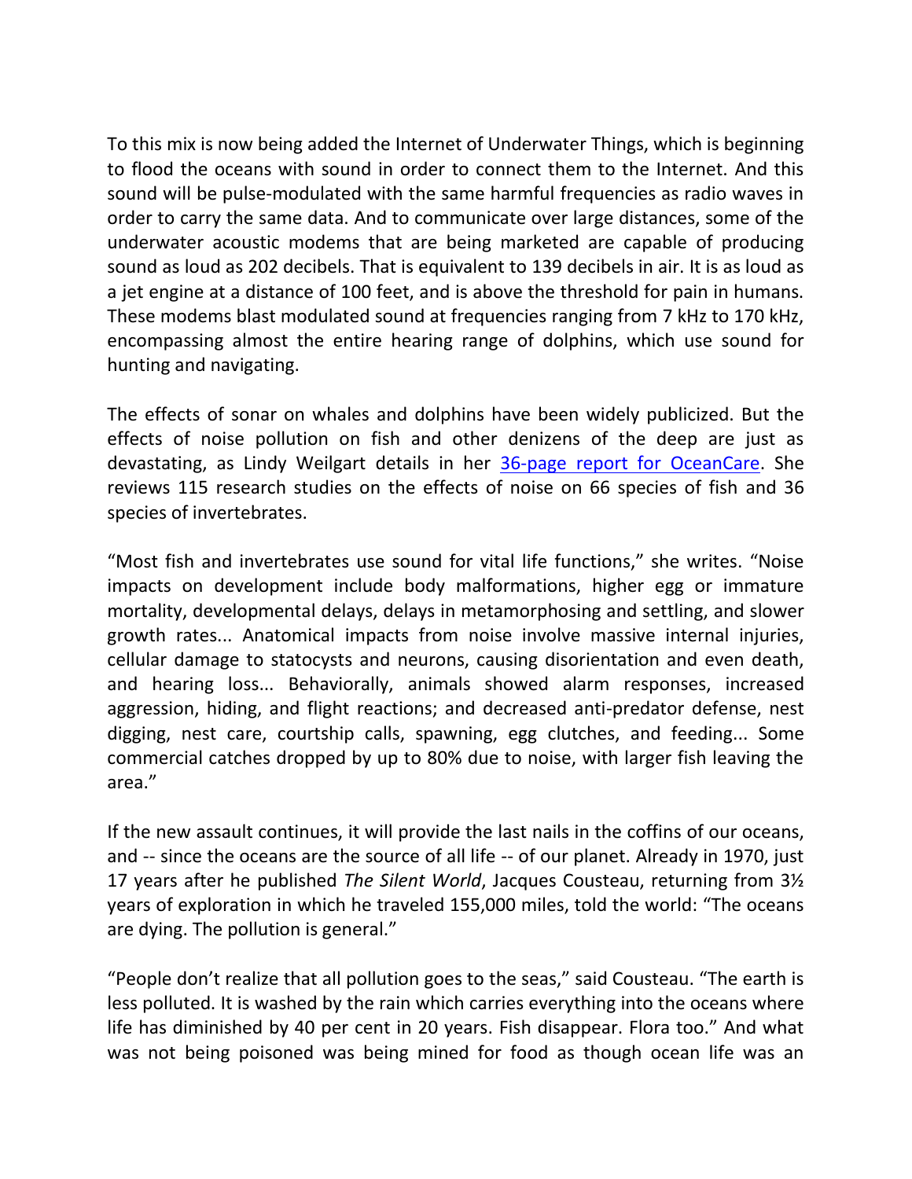To this mix is now being added the Internet of Underwater Things, which is beginning to flood the oceans with sound in order to connect them to the Internet. And this sound will be pulse-modulated with the same harmful frequencies as radio waves in order to carry the same data. And to communicate over large distances, some of the underwater acoustic modems that are being marketed are capable of producing sound as loud as 202 decibels. That is equivalent to 139 decibels in air. It is as loud as a jet engine at a distance of 100 feet, and is above the threshold for pain in humans. These modems blast modulated sound at frequencies ranging from 7 kHz to 170 kHz, encompassing almost the entire hearing range of dolphins, which use sound for hunting and navigating.

The effects of sonar on whales and dolphins have been widely publicized. But the effects of noise pollution on fish and other denizens of the deep are just as devastating, as Lindy Weilgart details in her [36-page report for OceanCare](). She reviews 115 research studies on the effects of noise on 66 species of fish and 36 species of invertebrates.

"Most fish and invertebrates use sound for vital life functions," she writes. "Noise impacts on development include body malformations, higher egg or immature mortality, developmental delays, delays in metamorphosing and settling, and slower growth rates... Anatomical impacts from noise involve massive internal injuries, cellular damage to statocysts and neurons, causing disorientation and even death, and hearing loss... Behaviorally, animals showed alarm responses, increased aggression, hiding, and flight reactions; and decreased anti-predator defense, nest digging, nest care, courtship calls, spawning, egg clutches, and feeding... Some commercial catches dropped by up to 80% due to noise, with larger fish leaving the area."

If the new assault continues, it will provide the last nails in the coffins of our oceans, and -- since the oceans are the source of all life -- of our planet. Already in 1970, just 17 years after he published *The Silent World*, Jacques Cousteau, returning from 3½ years of exploration in which he traveled 155,000 miles, told the world: "The oceans are dying. The pollution is general."

"People don't realize that all pollution goes to the seas," said Cousteau. "The earth is less polluted. It is washed by the rain which carries everything into the oceans where life has diminished by 40 per cent in 20 years. Fish disappear. Flora too." And what was not being poisoned was being mined for food as though ocean life was an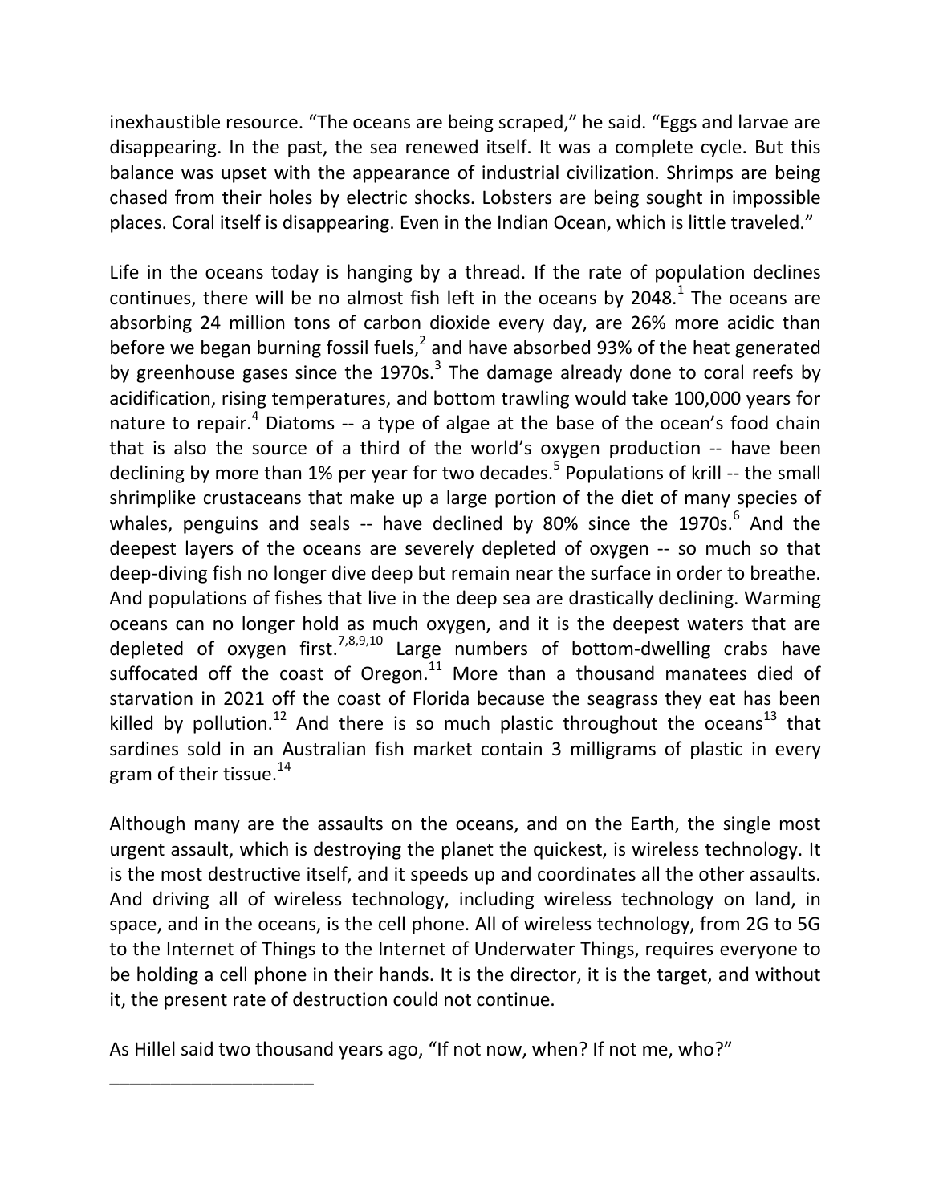inexhaustible resource. “The oceans are being scraped,” he said. “Eggs and larvae are disappearing. In the past, the sea renewed itself. It was a complete cycle. But this balance was upset with the appearance of industrial civilization. Shrimps are being chased from their holes by electric shocks. Lobsters are being sought in impossible places. Coral itself is disappearing. Even in the Indian Ocean, which is little traveled.”

Life in the oceans today is hanging by a thread. If the rate of population declines continues, there will be no almost fish left in the oceans by 2048.[1] The oceans are absorbing 24 million tons of carbon dioxide every day, are 26% more acidic than before we began burning fossil fuels,[2] and have absorbed 93% of the heat generated by greenhouse gases since the 1970s.[3] The damage already done to coral reefs by acidification, rising temperatures, and bottom trawling would take 100,000 years for nature to repair.[4] Diatoms -- a type of algae at the base of the ocean’s food chain that is also the source of a third of the world’s oxygen production -- have been declining by more than 1% per year for two decades.[5] Populations of krill -- the small shrimplike crustaceans that make up a large portion of the diet of many species of whales, penguins and seals -- have declined by 80% since the 1970s.[6] And the deepest layers of the oceans are severely depleted of oxygen -- so much so that deep-diving fish no longer dive deep but remain near the surface in order to breathe. And populations of fishes that live in the deep sea are drastically declining. Warming oceans can no longer hold as much oxygen, and it is the deepest waters that are depleted of oxygen first.[7,8,9,10] Large numbers of bottom-dwelling crabs have suffocated off the coast of Oregon.[11] More than a thousand manatees died of starvation in 2021 off the coast of Florida because the seagrass they eat has been killed by pollution.[12] And there is so much plastic throughout the oceans[13] that sardines sold in an Australian fish market contain 3 milligrams of plastic in every gram of their tissue.[14]

Although many are the assaults on the oceans, and on the Earth, the single most urgent assault, which is destroying the planet the quickest, is wireless technology. It is the most destructive itself, and it speeds up and coordinates all the other assaults. And driving all of wireless technology, including wireless technology on land, in space, and in the oceans, is the cell phone. All of wireless technology, from 2G to 5G to the Internet of Things to the Internet of Underwater Things, requires everyone to be holding a cell phone in their hands. It is the director, it is the target, and without it, the present rate of destruction could not continue.

As Hillel said two thousand years ago, “If not now, when? If not me, who?”

____________________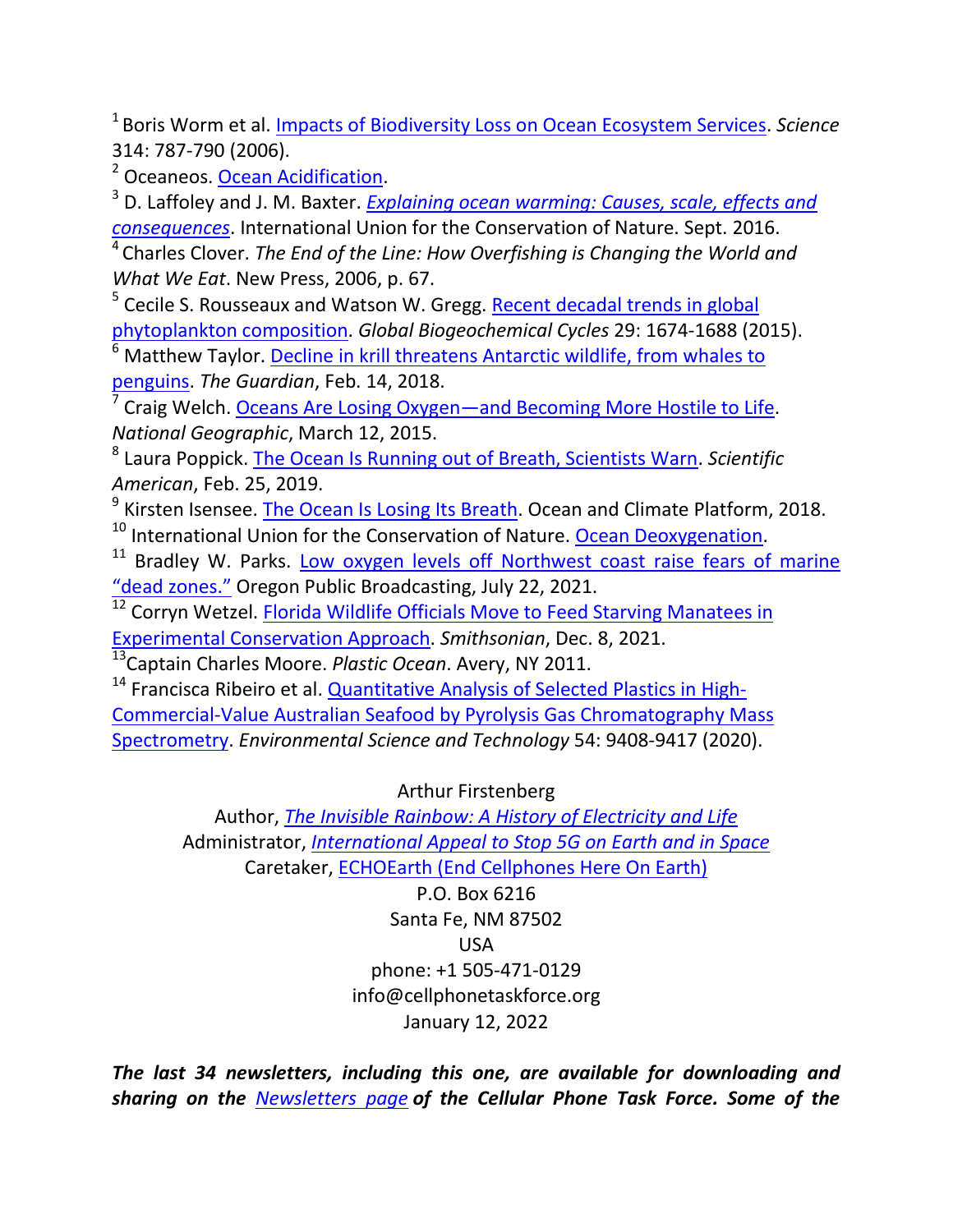[1] Boris Worm et al. Impacts of Biodiversity Loss on Ocean Ecosystem Services. *Science* 314: 787-790 (2006).

[2] Oceaneos. Ocean Acidification.

[3] D. Laffoley and J. M. Baxter. *Explaining ocean warming: Causes, scale, effects and consequences*. International Union for the Conservation of Nature. Sept. 2016.

[4] Charles Clover. *The End of the Line: How Overfishing is Changing the World and What We Eat*. New Press, 2006, p. 67.

[5] Cecile S. Rousseaux and Watson W. Gregg. Recent decadal trends in global phytoplankton composition. *Global Biogeochemical Cycles* 29: 1674-1688 (2015).

[6] Matthew Taylor. Decline in krill threatens Antarctic wildlife, from whales to penguins. *The Guardian*, Feb. 14, 2018.

[7] Craig Welch. Oceans Are Losing Oxygen—and Becoming More Hostile to Life. *National Geographic*, March 12, 2015.

[8] Laura Poppick. The Ocean Is Running out of Breath, Scientists Warn. *Scientific American*, Feb. 25, 2019.

[9] Kirsten Isensee. The Ocean Is Losing Its Breath. Ocean and Climate Platform, 2018.

[10] International Union for the Conservation of Nature. Ocean Deoxygenation.

[11] Bradley W. Parks. Low oxygen levels off Northwest coast raise fears of marine "dead zones." Oregon Public Broadcasting, July 22, 2021.

[12] Corryn Wetzel. Florida Wildlife Officials Move to Feed Starving Manatees in Experimental Conservation Approach. *Smithsonian*, Dec. 8, 2021.

[13] Captain Charles Moore. *Plastic Ocean*. Avery, NY 2011.

[14] Francisca Ribeiro et al. Quantitative Analysis of Selected Plastics in High-Commercial-Value Australian Seafood by Pyrolysis Gas Chromatography Mass Spectrometry. *Environmental Science and Technology* 54: 9408-9417 (2020).

Arthur Firstenberg
Author, *The Invisible Rainbow: A History of Electricity and Life*
Administrator, *International Appeal to Stop 5G on Earth and in Space*
Caretaker, ECHOEarth (End Cellphones Here On Earth)
P.O. Box 6216
Santa Fe, NM 87502
USA
phone: +1 505-471-0129
info@cellphonetaskforce.org
January 12, 2022

***The last 34 newsletters, including this one, are available for downloading and sharing on the Newsletters page of the Cellular Phone Task Force. Some of the***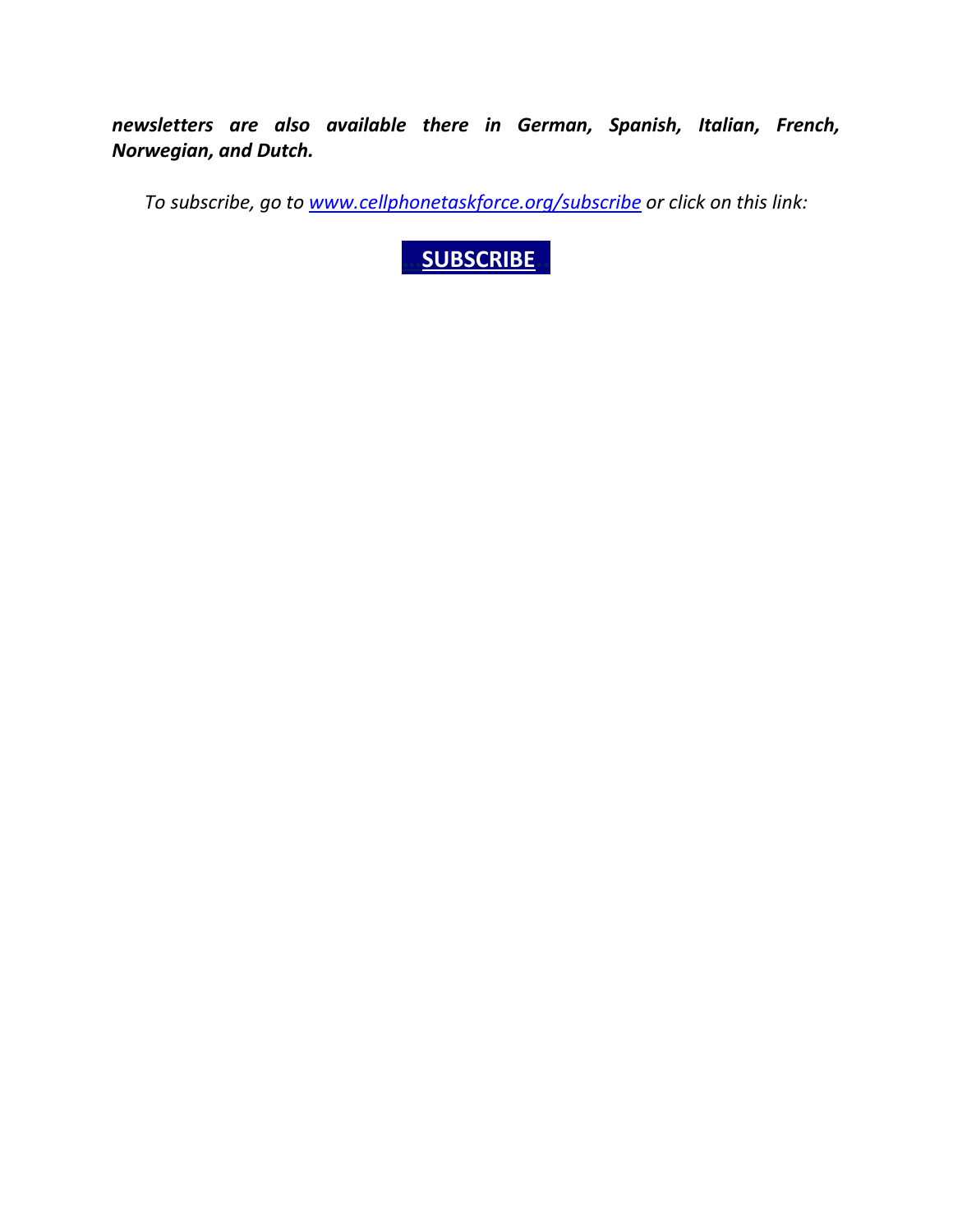***newsletters are also available there in German, Spanish, Italian, French, Norwegian, and Dutch.***

*To subscribe, go to [www.cellphonetaskforce.org/subscribe](www.cellphonetaskforce.org/subscribe) or click on this link:*

**SUBSCRIBE**